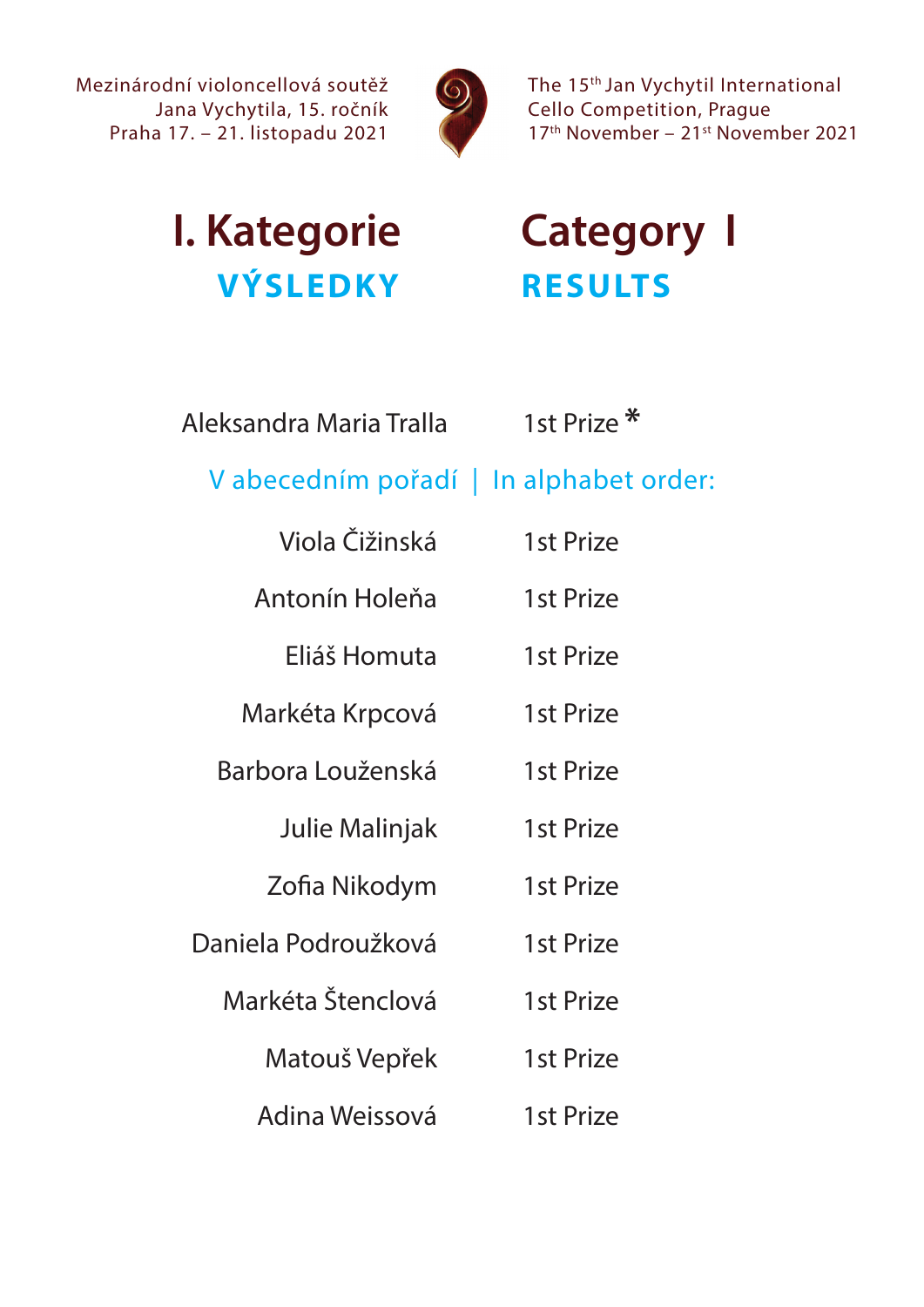Mezinárodní violoncellová soutěž
Jana Vychytila, 15. ročník
Praha 17. – 21. listopadu 2021

The 15th Jan Vychytil International
Cello Competition, Prague
17th November – 21st November 2021

# I. Kategorie — Category I

## VÝSLEDKY — RESULTS

| | |
|---|---|
| Aleksandra Maria Tralla | 1st Prize * |

V abecedním pořadí | In alphabet order:

| | |
|---|---|
| Viola Čižinská | 1st Prize |
| Antonín Holeňa | 1st Prize |
| Eliáš Homuta | 1st Prize |
| Markéta Krpcová | 1st Prize |
| Barbora Loužецká | 1st Prize |
| Julie Malinjak | 1st Prize |
| Zofia Nikodym | 1st Prize |
| Daniela Podroužková | 1st Prize |
| Markéta Štenclová | 1st Prize |
| Matouš Vepřek | 1st Prize |
| Adina Weissová | 1st Prize |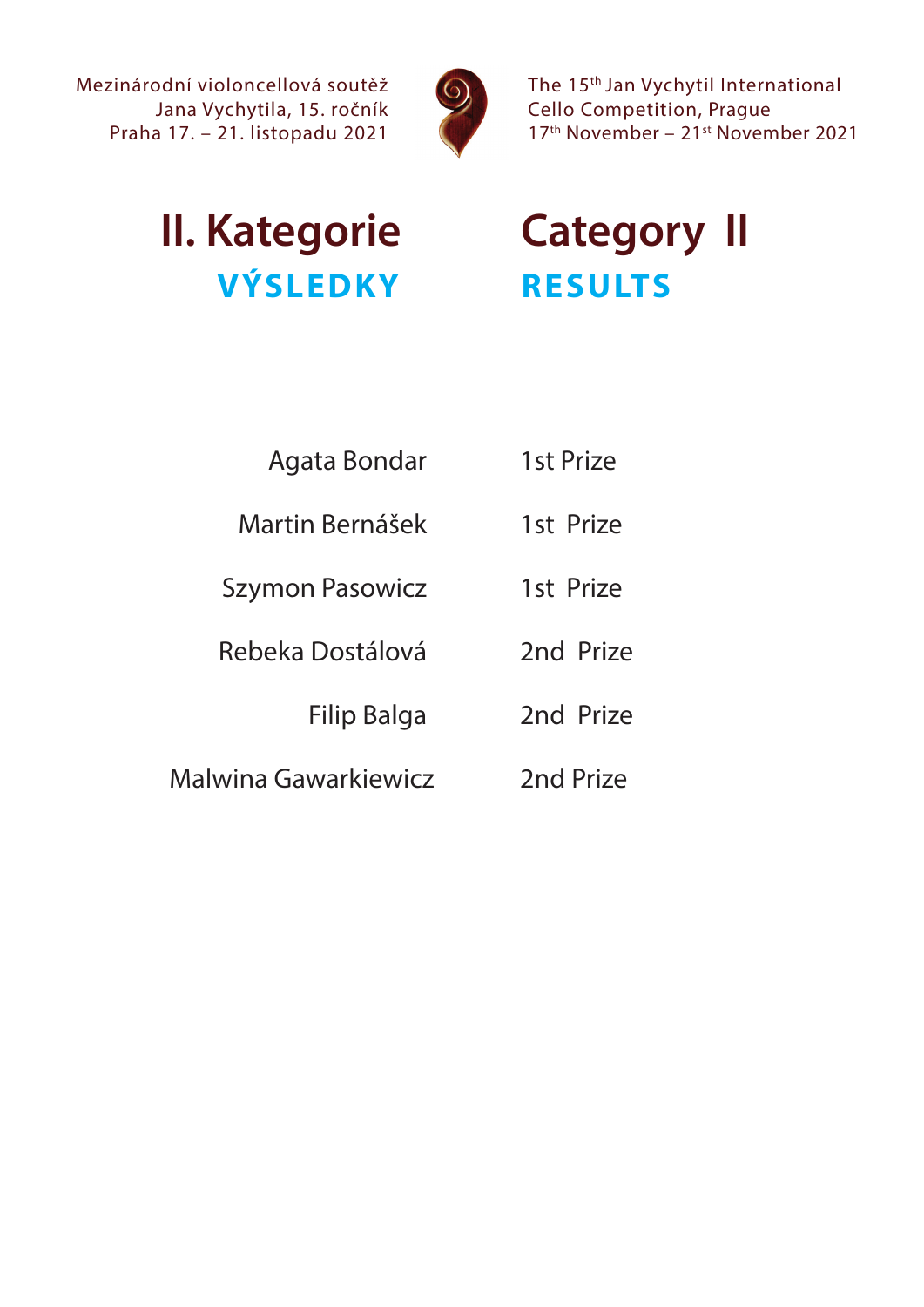Mezinárodní violoncellová soutěž Jana Vychytila, 15. ročník
Praha 17. – 21. listopadu 2021

The 15th Jan Vychytil International Cello Competition, Prague
17th November – 21st November 2021

# II. Kategorie

## VÝSLEDKY

# Category II

## RESULTS

| | |
|---|---|
| Agata Bondar | 1st Prize |
| Martin Bernášek | 1st Prize |
| Szymon Pasowicz | 1st Prize |
| Rebeka Dostálová | 2nd Prize |
| Filip Balga | 2nd Prize |
| Malwina Gawarkiewicz | 2nd Prize |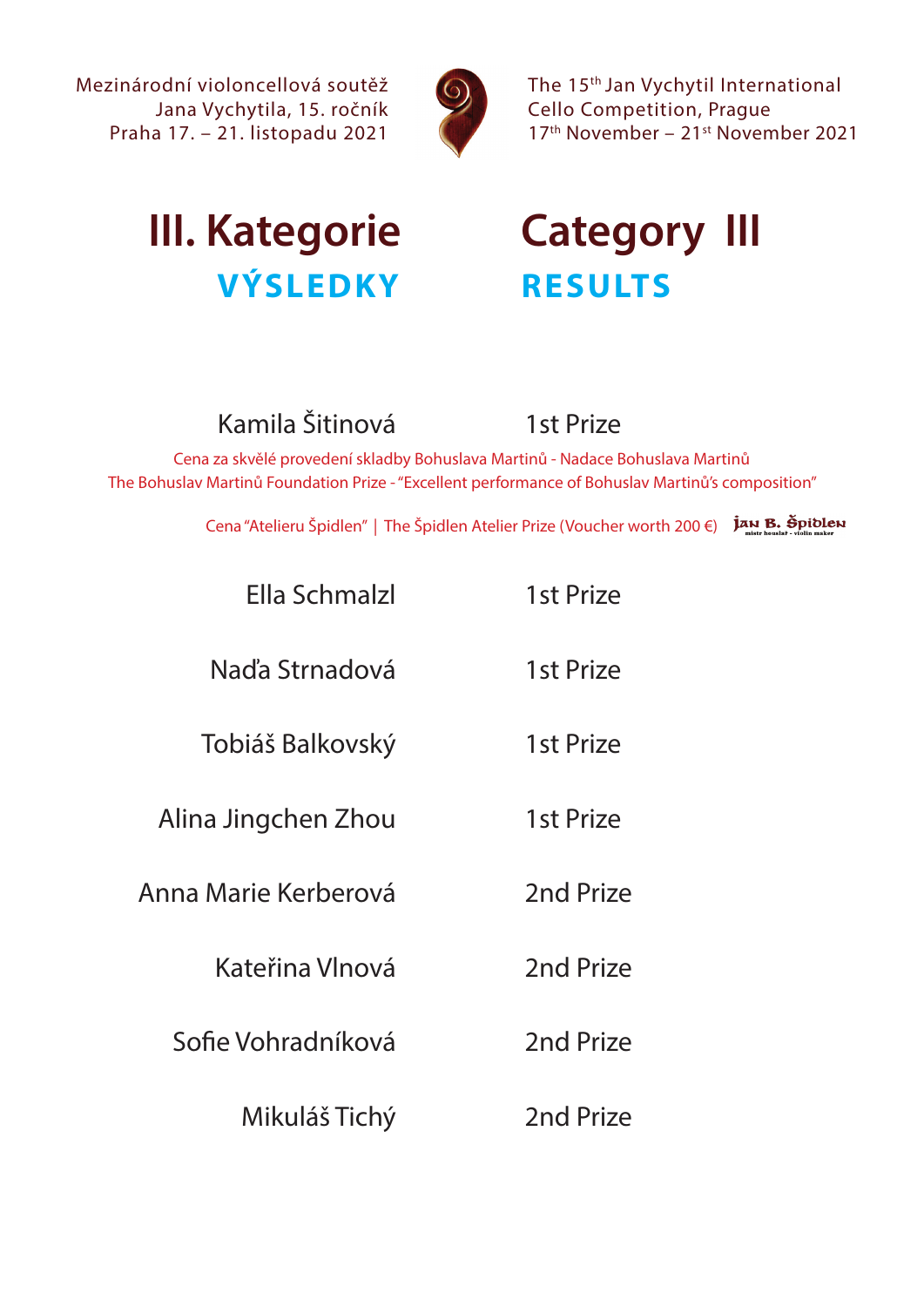Mezinárodní violoncellová soutěž Jana Vychytila, 15. ročník
Praha 17. – 21. listopadu 2021

The 15th Jan Vychytil International Cello Competition, Prague
17th November – 21st November 2021

# III. Kategorie — Category III

## VÝSLEDKY — RESULTS

| | |
|---|---|
| Kamila Šitinová | 1st Prize |

Cena za skvělé provedení skladby Bohuslava Martinů - Nadace Bohuslava Martinů
The Bohuslav Martinů Foundation Prize - "Excellent performance of Bohuslav Martinů's composition"

Cena "Atelieru Špidlen" | The Špidlen Atelier Prize (Voucher worth 200 €) — Jan B. Špidlen, mistr houslař - violin maker

| | |
|---|---|
| Ella Schmalzl | 1st Prize |
| Naďa Strnadová | 1st Prize |
| Tobiáš Balkovský | 1st Prize |
| Alina Jingchen Zhou | 1st Prize |
| Anna Marie Kerberová | 2nd Prize |
| Kateřina Vlnová | 2nd Prize |
| Sofie Vohradníková | 2nd Prize |
| Mikuláš Tichý | 2nd Prize |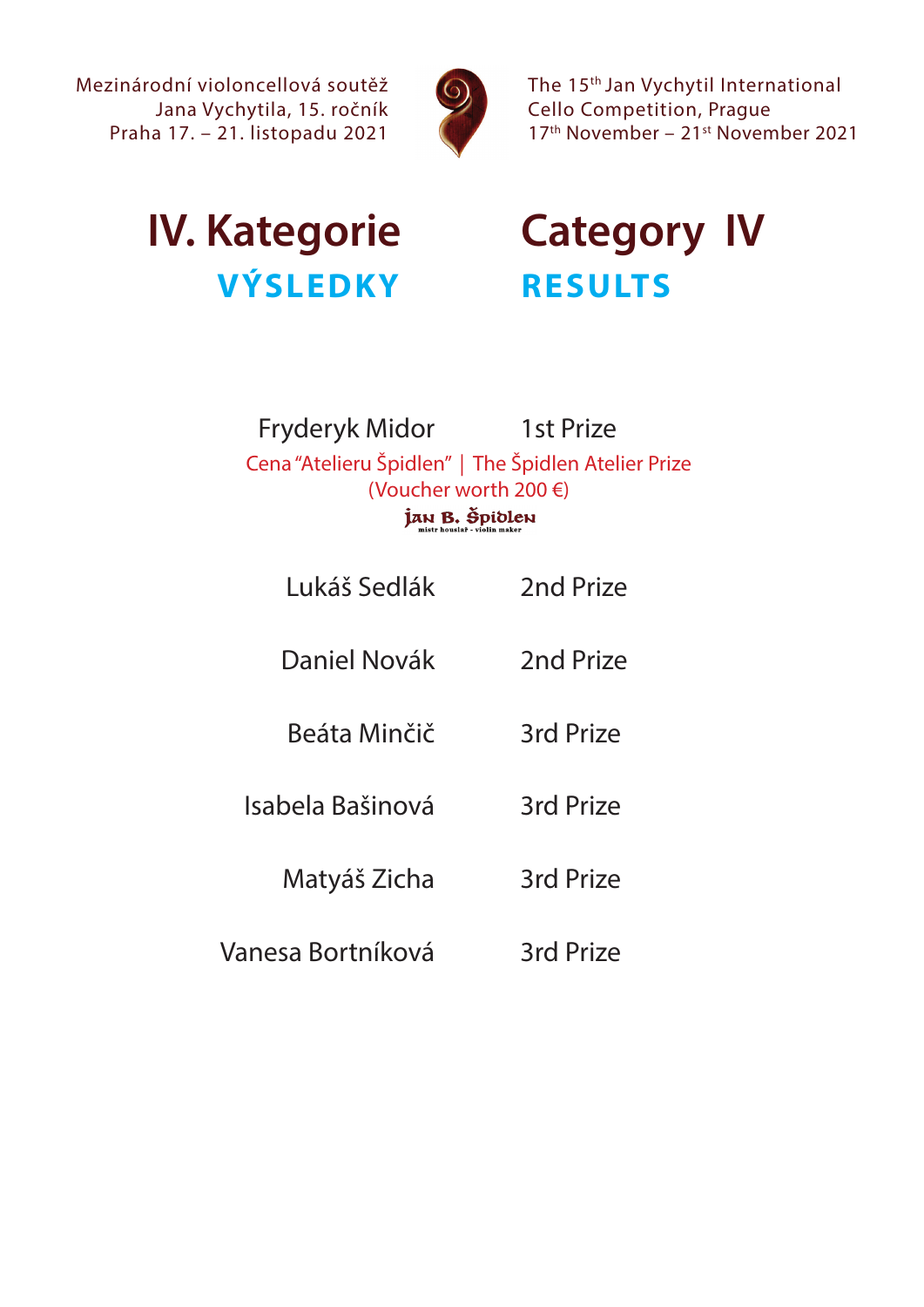Mezinárodní violoncellová soutěž Jana Vychytila, 15. ročník
Praha 17. – 21. listopadu 2021

The 15th Jan Vychytil International Cello Competition, Prague
17th November – 21st November 2021

# IV. Kategorie

## VÝSLEDKY

# Category IV

## RESULTS

| | |
|---|---|
| Fryderyk Midor | 1st Prize |

Cena "Atelieru Špidlen" | The Špidlen Atelier Prize
(Voucher worth 200 €)

JAN B. ŠPIDLEN
mistr houslař - violin maker

| | |
|---|---|
| Lukáš Sedlák | 2nd Prize |
| Daniel Novák | 2nd Prize |
| Beáta Minčič | 3rd Prize |
| Isabela Bašinová | 3rd Prize |
| Matyáš Zicha | 3rd Prize |
| Vanesa Bortníková | 3rd Prize |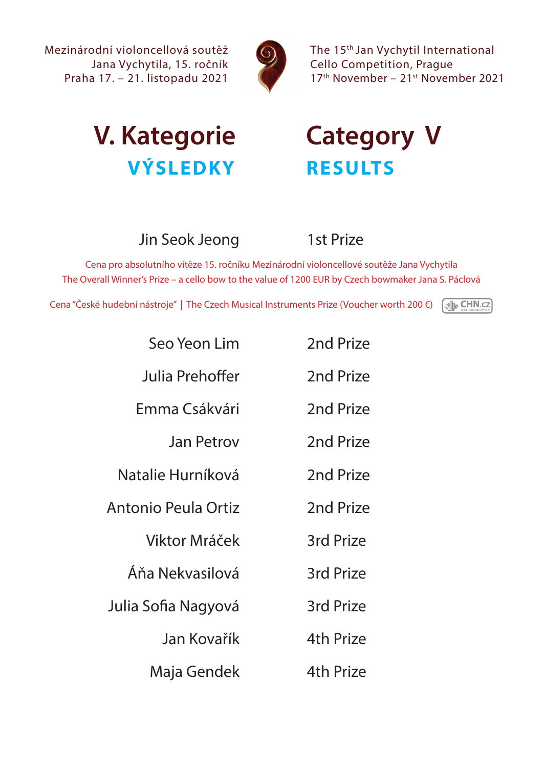Mezinárodní violoncellová soutěž Jana Vychytila, 15. ročník
Praha 17. – 21. listopadu 2021

The 15th Jan Vychytil International Cello Competition, Prague
17th November – 21st November 2021

# V. Kategorie | Category V

## VÝSLEDKY | RESULTS

| | |
|---|---|
| Jin Seok Jeong | 1st Prize |

Cena pro absolutního vítěze 15. ročníku Mezinárodní violoncellové soutěže Jana Vychytila
The Overall Winner's Prize – a cello bow to the value of 1200 EUR by Czech bowmaker Jana S. Páclová

Cena "České hudební nástroje" | The Czech Musical Instruments Prize (Voucher worth 200 €) CHN.cz

| | |
|---|---|
| Seo Yeon Lim | 2nd Prize |
| Julia Prehoffer | 2nd Prize |
| Emma Csákvári | 2nd Prize |
| Jan Petrov | 2nd Prize |
| Natalie Hurníková | 2nd Prize |
| Antonio Peula Ortiz | 2nd Prize |
| Viktor Mráček | 3rd Prize |
| Áňa Nekvasilová | 3rd Prize |
| Julia Sofia Nagyová | 3rd Prize |
| Jan Kovařík | 4th Prize |
| Maja Gendek | 4th Prize |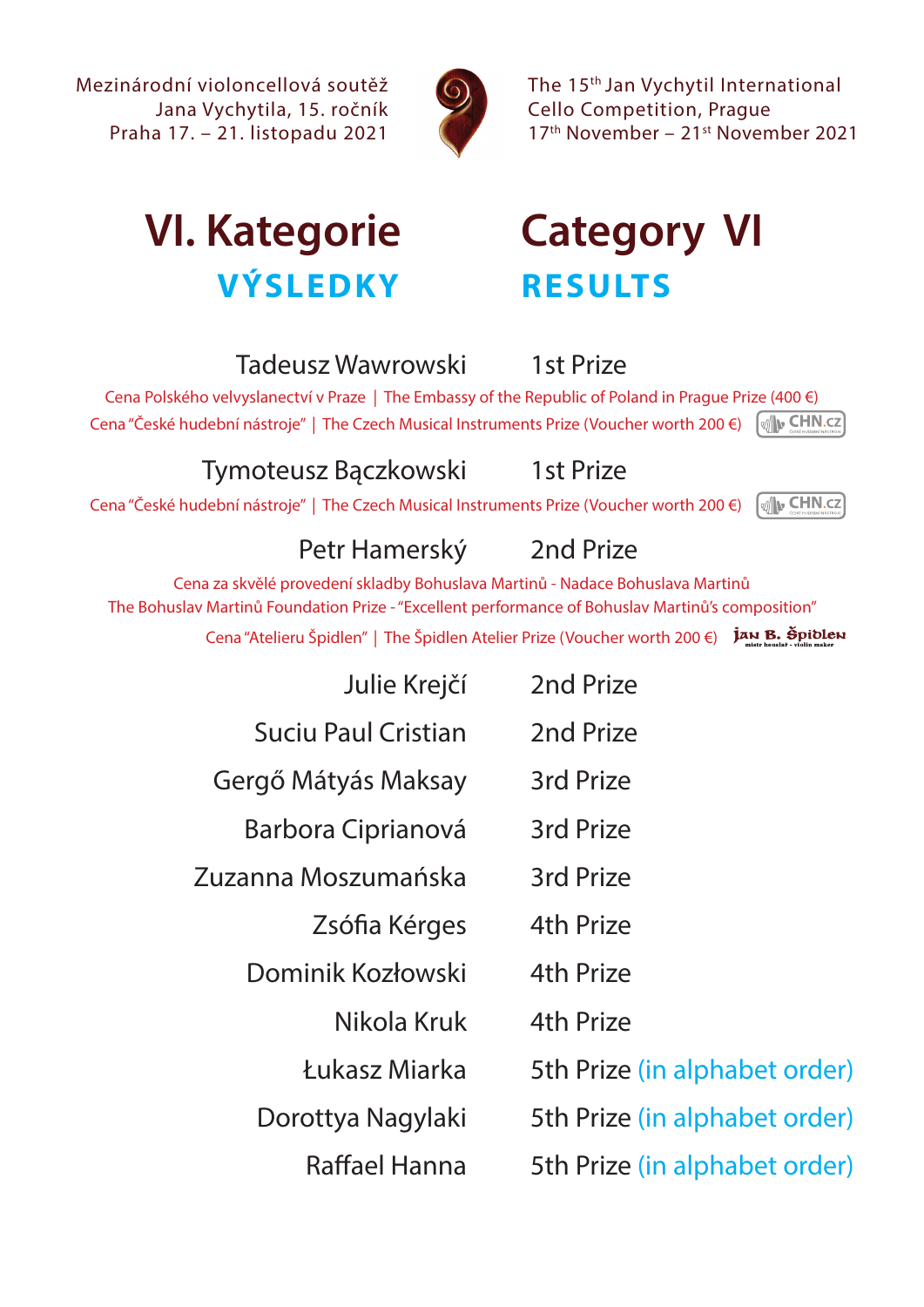Mezinárodní violoncellová soutěž Jana Vychytila, 15. ročník
Praha 17. – 21. listopadu 2021

The 15th Jan Vychytil International Cello Competition, Prague
17th November – 21st November 2021

# VI. Kategorie / Category VI

## VÝSLEDKY / RESULTS

**Tadeusz Wawrowski** — 1st Prize

Cena Polského velvyslanectví v Praze | The Embassy of the Republic of Poland in Prague Prize (400 €)

Cena "České hudební nástroje" | The Czech Musical Instruments Prize (Voucher worth 200 €)

**Tymoteusz Bączkowski** — 1st Prize

Cena "České hudební nástroje" | The Czech Musical Instruments Prize (Voucher worth 200 €)

**Petr Hamerský** — 2nd Prize

Cena za skvělé provedení skladby Bohuslava Martinů - Nadace Bohuslava Martinů

The Bohuslav Martinů Foundation Prize - "Excellent performance of Bohuslav Martinů's composition"

Cena "Atelieru Špidlen" | The Špidlen Atelier Prize (Voucher worth 200 €)

| Name | Prize |
|---|---|
| Julie Krejčí | 2nd Prize |
| Suciu Paul Cristian | 2nd Prize |
| Gergő Mátyás Maksay | 3rd Prize |
| Barbora Ciprianová | 3rd Prize |
| Zuzanna Moszumańska | 3rd Prize |
| Zsófia Kérges | 4th Prize |
| Dominik Kozłowski | 4th Prize |
| Nikola Kruk | 4th Prize |
| Łukasz Miarka | 5th Prize (in alphabet order) |
| Dorottya Nagylaki | 5th Prize (in alphabet order) |
| Raffael Hanna | 5th Prize (in alphabet order) |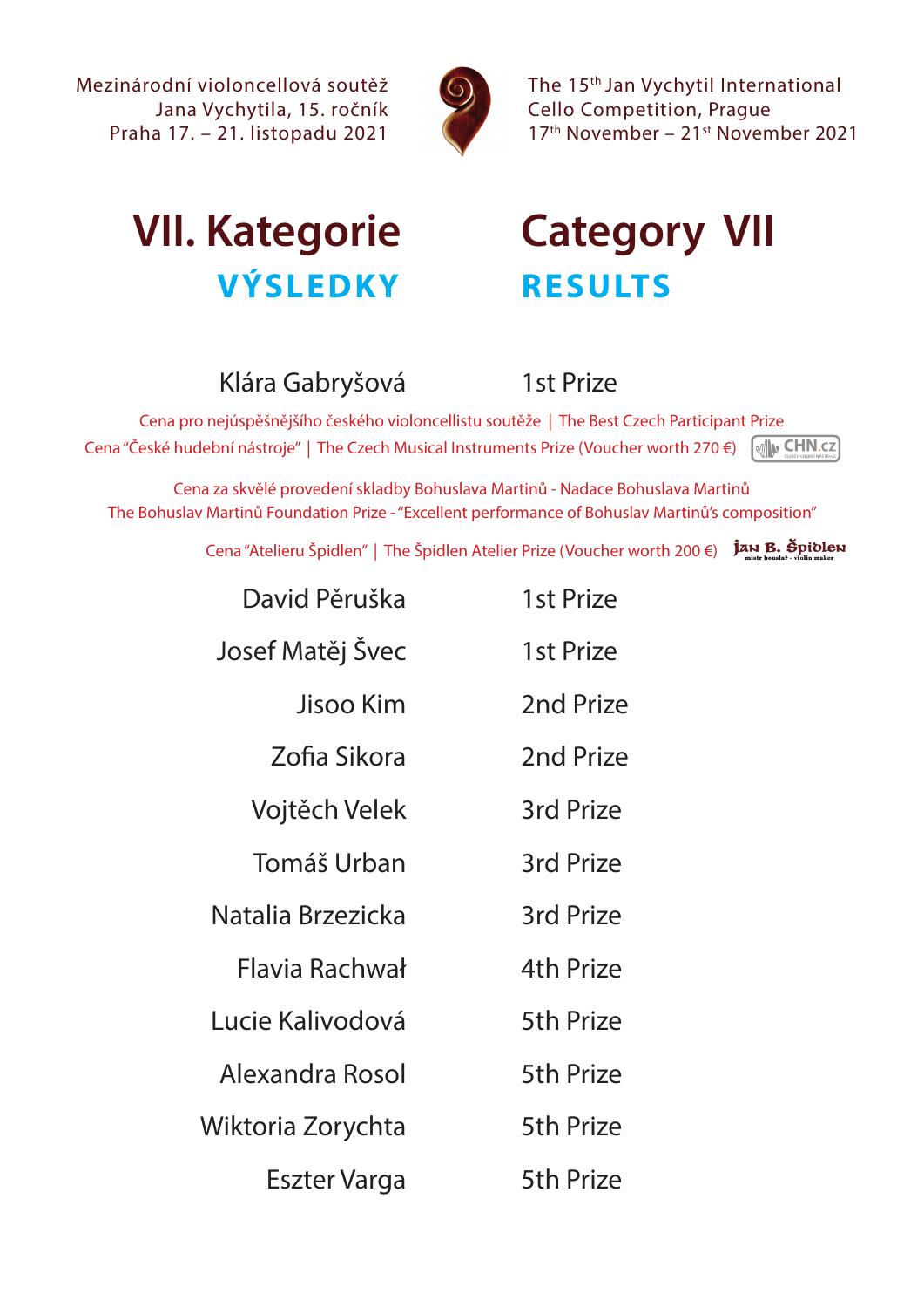Mezinárodní violoncellová soutěž
Jana Vychytila, 15. ročník
Praha 17. – 21. listopadu 2021

The 15th Jan Vychytil International
Cello Competition, Prague
17th November – 21st November 2021

# VII. Kategorie
## VÝSLEDKY

# Category VII
## RESULTS

Klára Gabryšová — 1st Prize

Cena pro nejúspěšnějšího českého violoncellistu soutěže | The Best Czech Participant Prize

Cena "České hudební nástroje" | The Czech Musical Instruments Prize (Voucher worth 270 €) CHN.cz

Cena za skvělé provedení skladby Bohuslava Martinů - Nadace Bohuslava Martinů
The Bohuslav Martinů Foundation Prize - "Excellent performance of Bohuslav Martinů's composition"

Cena "Atelieru Špidlen" | The Špidlen Atelier Prize (Voucher worth 200 €) Jan B. Špidlen mistr houslař - violin maker

| | |
|---|---|
| David Pěruška | 1st Prize |
| Josef Matěj Švec | 1st Prize |
| Jisoo Kim | 2nd Prize |
| Zofia Sikora | 2nd Prize |
| Vojtěch Velek | 3rd Prize |
| Tomáš Urban | 3rd Prize |
| Natalia Brzezicka | 3rd Prize |
| Flavia Rachwał | 4th Prize |
| Lucie Kalivodová | 5th Prize |
| Alexandra Rosol | 5th Prize |
| Wiktoria Zorychta | 5th Prize |
| Eszter Varga | 5th Prize |